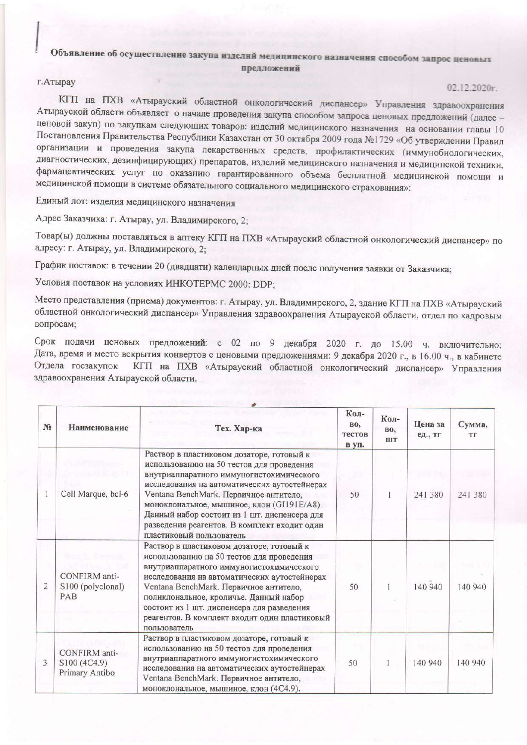# Объявление об осуществление закупа изделий медицинского назначения способом запрос ценовых предложений

г.Атырау 02.12.2020г.

КГП на ПХВ «Атырауский областной онкологический диспансер» Управления здравоохранения Атырауской области объявляет о начале проведения закупа способом запроса ценовых предложений (далее – ценовой закуп) по закупкам следующих товаров: изделий медицинского назначения на основании главы 10 Постановления Правительства Республики Казахстан от 30 октября 2009 года №1729 «Об утверждении Правил организации и проведения закупа лекарственных средств, профилактических (иммунобиологических, диагностических, дезинфицирующих) препаратов, изделий медицинского назначения и медицинской техники, фармацевтических услуг по оказанию гарантированного объема бесплатной медицинской помощи и медицинской помощи в системе обязательного социального медицинского страхования»:

Единый лот: изделия медицинского назначения

Адрес Заказчика: г. Атырау, ул. Владимирского, 2;

Товар(ы) должны поставляться в аптеку КГП на ПХВ «Атырауский областной онкологический диспансер» по адресу: г. Атырау, ул. Владимирского, 2;

График поставок: в течении 20 (двадцати) календарных дней после получения заявки от Заказчика;

Условия поставок на условиях ИНКОТЕРМС 2000: DDP;

Место представления (приема) документов: г. Атырау, ул. Владимирского, 2, здание КГП на ПХВ «Атырауский областной онкологический диспансер» Управления здравоохранения Атырауской области, отдел по кадровым вопросам;

Срок подачи ценовых предложений: с 02 по 9 декабря 2020 г. до 15.00 ч. включительно; Дата, время и место вскрытия конвертов с ценовыми предложениями: 9 декабря 2020 г., в 16.00 ч., в кабинете Отдела госзакупок КГП на ПХВ «Атырауский областной онкологический диспансер» Управления здравоохранения Атырауской области.

| № | Наименование | Тех. Хар-ка | Кол-во, тестов в уп. | Кол-во, шт | Цена за ед., тг | Сумма, тг |
|---|---|---|---|---|---|---|
| 1 | Cell Marque, bcl-6 | Раствор в пластиковом дозаторе, готовый к использованию на 50 тестов для проведения внутриаппаратного иммуногистохимического исследования на автоматических аутостейнерах Ventana BenchMark. Первичное антитело, моноклональное, мышиное, клон (GI191E/A8). Данный набор состоит из 1 шт. диспенсера для разведения реагентов. В комплект входит один пластиковый пользователь | 50 | 1 | 241 380 | 241 380 |
| 2 | CONFIRM anti-S100 (polyclonal) PAB | Раствор в пластиковом дозаторе, готовый к использованию на 50 тестов для проведения внутриаппаратного иммуногистохимического исследования на автоматических аутостейнерах Ventana BenchMark. Первичное антитело, поликлональное, кроличье. Данный набор состоит из 1 шт. диспенсера для разведения реагентов. В комплект входит один пластиковый пользователь | 50 | 1 | 140 940 | 140 940 |
| 3 | CONFIRM anti-S100 (4C4.9) Primary Antibo | Раствор в пластиковом дозаторе, готовый к использованию на 50 тестов для проведения внутриаппаратного иммуногистохимического исследования на автоматических аутостейнерах Ventana BenchMark. Первичное антитело, моноклональное, мышиное, клон (4C4.9). | 50 | 1 | 140 940 | 140 940 |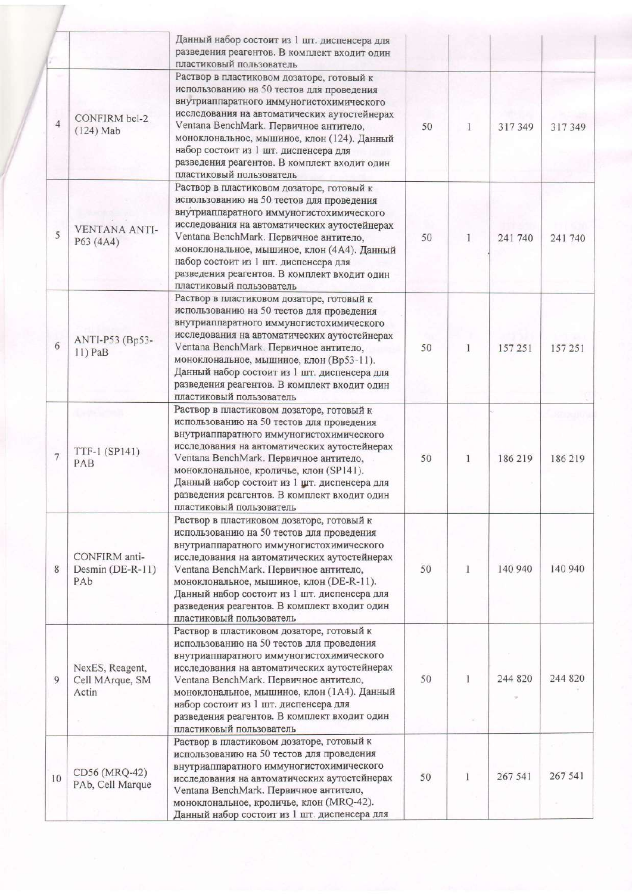|  |  | Данный набор состоит из 1 шт. диспенсера для разведения реагентов. В комплект входит один пластиковый пользователь |  |  |  |  |
|---|---|---|---|---|---|---|
| 4 | CONFIRM bcl-2 (124) Mab | Раствор в пластиковом дозаторе, готовый к использованию на 50 тестов для проведения внутриаппаратного иммуногистохимического исследования на автоматических аутостейнерах Ventana BenchMark. Первичное антитело, моноклональное, мышиное, клон (124). Данный набор состоит из 1 шт. диспенсера для разведения реагентов. В комплект входит один пластиковый пользователь | 50 | 1 | 317 349 | 317 349 |
| 5 | VENTANA ANTI-P63 (4A4) | Раствор в пластиковом дозаторе, готовый к использованию на 50 тестов для проведения внутриаппаратного иммуногистохимического исследования на автоматических аутостейнерах Ventana BenchMark. Первичное антитело, моноклональное, мышиное, клон (4A4). Данный набор состоит из 1 шт. диспенсера для разведения реагентов. В комплект входит один пластиковый пользователь | 50 | 1 | 241 740 | 241 740 |
| 6 | ANTI-P53 (Bp53-11) PaB | Раствор в пластиковом дозаторе, готовый к использованию на 50 тестов для проведения внутриаппаратного иммуногистохимического исследования на автоматических аутостейнерах Ventana BenchMark. Первичное антитело, моноклональное, мышиное, клон (Bp53-11). Данный набор состоит из 1 шт. диспенсера для разведения реагентов. В комплект входит один пластиковый пользователь | 50 | 1 | 157 251 | 157 251 |
| 7 | TTF-1 (SP141) PAB | Раствор в пластиковом дозаторе, готовый к использованию на 50 тестов для проведения внутриаппаратного иммуногистохимического исследования на автоматических аутостейнерах Ventana BenchMark. Первичное антитело, моноклональное, кроличье, клон (SP141). Данный набор состоит из 1 шт. диспенсера для разведения реагентов. В комплект входит один пластиковый пользователь | 50 | 1 | 186 219 | 186 219 |
| 8 | CONFIRM anti-Desmin (DE-R-11) PAb | Раствор в пластиковом дозаторе, готовый к использованию на 50 тестов для проведения внутриаппаратного иммуногистохимического исследования на автоматических аутостейнерах Ventana BenchMark. Первичное антитело, моноклональное, мышиное, клон (DE-R-11). Данный набор состоит из 1 шт. диспенсера для разведения реагентов. В комплект входит один пластиковый пользователь | 50 | 1 | 140 940 | 140 940 |
| 9 | NexES, Reagent, Cell MArque, SM Actin | Раствор в пластиковом дозаторе, готовый к использованию на 50 тестов для проведения внутриаппаратного иммуногистохимического исследования на автоматических аутостейнерах Ventana BenchMark. Первичное антитело, моноклональное, мышиное, клон (1A4). Данный набор состоит из 1 шт. диспенсера для разведения реагентов. В комплект входит один пластиковый пользователь | 50 | 1 | 244 820 | 244 820 |
| 10 | CD56 (MRQ-42) PAb, Cell Marque | Раствор в пластиковом дозаторе, готовый к использованию на 50 тестов для проведения внутриаппаратного иммуногистохимического исследования на автоматических аутостейнерах Ventana BenchMark. Первичное антитело, моноклональное, кроличье, клон (MRQ-42). Данный набор состоит из 1 шт. диспенсера для | 50 | 1 | 267 541 | 267 541 |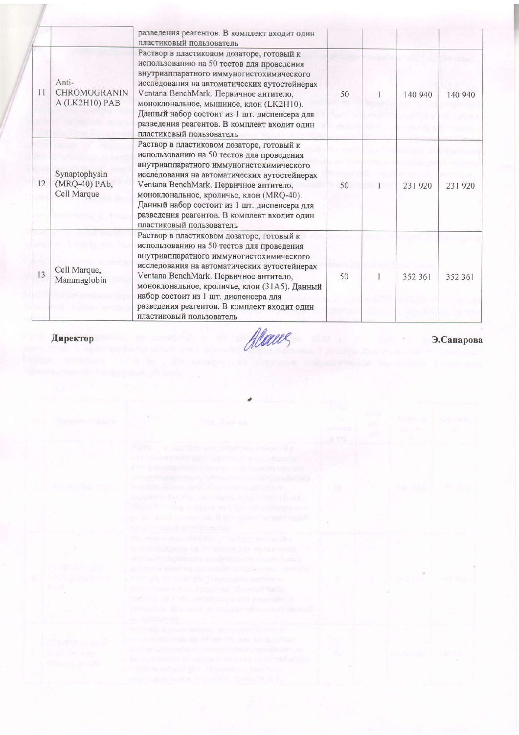| | | | | | | |
|---|---|---|---|---|---|---|
| | | разведения реагентов. В комплект входит один пластиковый пользователь | | | | |
| 11 | Anti-CHROMOGRANIN A (LK2H10) PAB | Раствор в пластиковом дозаторе, готовый к использованию на 50 тестов для проведения внутриаппаратного иммуногистохимического исследования на автоматических аутостейнерах Ventana BenchMark. Первичное антитело, моноклональное, мышиное, клон (LK2H10). Данный набор состоит из 1 шт. диспенсера для разведения реагентов. В комплект входит один пластиковый пользователь | 50 | 1 | 140 940 | 140 940 |
| 12 | Synaptophysin (MRQ-40) PAb, Cell Marque | Раствор в пластиковом дозаторе, готовый к использованию на 50 тестов для проведения внутриаппаратного иммуногистохимического исследования на автоматических аутостейнерах Ventana BenchMark. Первичное антитело, моноклональное, кроличье, клон (MRQ-40). Данный набор состоит из 1 шт. диспенсера для разведения реагентов. В комплект входит один пластиковый пользователь | 50 | 1 | 231 920 | 231 920 |
| 13 | Cell Marque, Mammaglobin | Раствор в пластиковом дозаторе, готовый к использованию на 50 тестов для проведения внутриаппаратного иммуногистохимического исследования на автоматических аутостейнерах Ventana BenchMark. Первичное антитело, моноклональное, кроличье, клон (31A5). Данный набор состоит из 1 шт. диспенсера для разведения реагентов. В комплект входит один пластиковый пользователь | 50 | 1 | 352 361 | 352 361 |

**Директор** Э.Сапарова